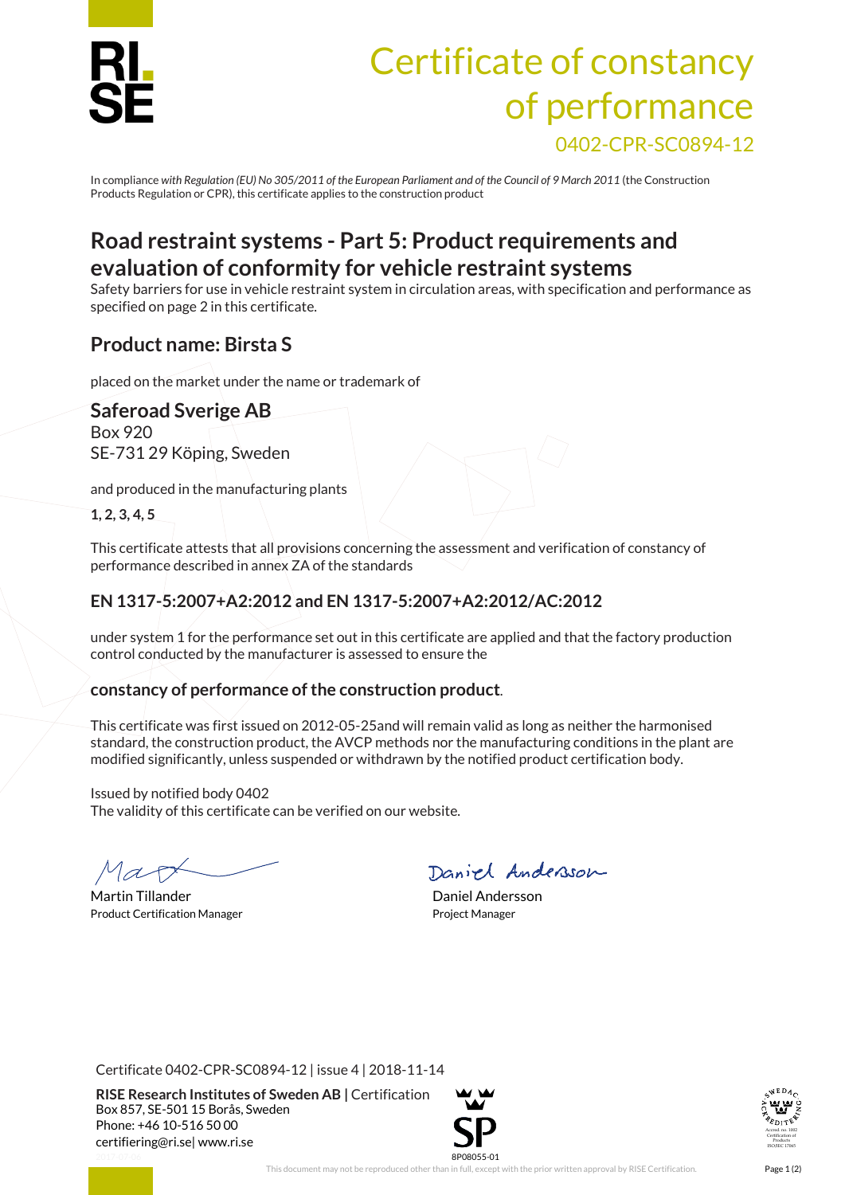# Certificate of constancy of performance

0402-CPR-SC0894-12

In compliance *with Regulation (EU) No 305/2011 of the European Parliament and of the Council of 9 March 2011* (the Construction Products Regulation or CPR), this certificate applies to the construction product

## Road restraint systems - Part 5: Product requirements and evaluation of conformity for vehicle restraint systems

Safety barriers for use in vehicle restraint system in circulation areas, with specification and performance as specified on page 2 in this certificate.

### Product name: Birsta S

placed on the market under the name or trademark of

### Saferoad Sverige AB

Box 920
SE-731 29 Köping, Sweden

and produced in the manufacturing plants

**1, 2, 3, 4, 5**

This certificate attests that all provisions concerning the assessment and verification of constancy of performance described in annex ZA of the standards

### EN 1317-5:2007+A2:2012 and EN 1317-5:2007+A2:2012/AC:2012

under system 1 for the performance set out in this certificate are applied and that the factory production control conducted by the manufacturer is assessed to ensure the

### constancy of performance of the construction product.

This certificate was first issued on 2012-05-25and will remain valid as long as neither the harmonised standard, the construction product, the AVCP methods nor the manufacturing conditions in the plant are modified significantly, unless suspended or withdrawn by the notified product certification body.

Issued by notified body 0402
The validity of this certificate can be verified on our website.

| | |
|---|---|
| Martin Tillander<br>Product Certification Manager | Daniel Andersson<br>Project Manager |

Certificate 0402-CPR-SC0894-12 | issue 4 | 2018-11-14

**RISE Research Institutes of Sweden AB |** Certification
Box 857, SE-501 15 Borås, Sweden
Phone: +46 10-516 50 00
certifiering@ri.se| www.ri.se

8P08055-01

This document may not be reproduced other than in full, except with the prior written approval by RISE Certification.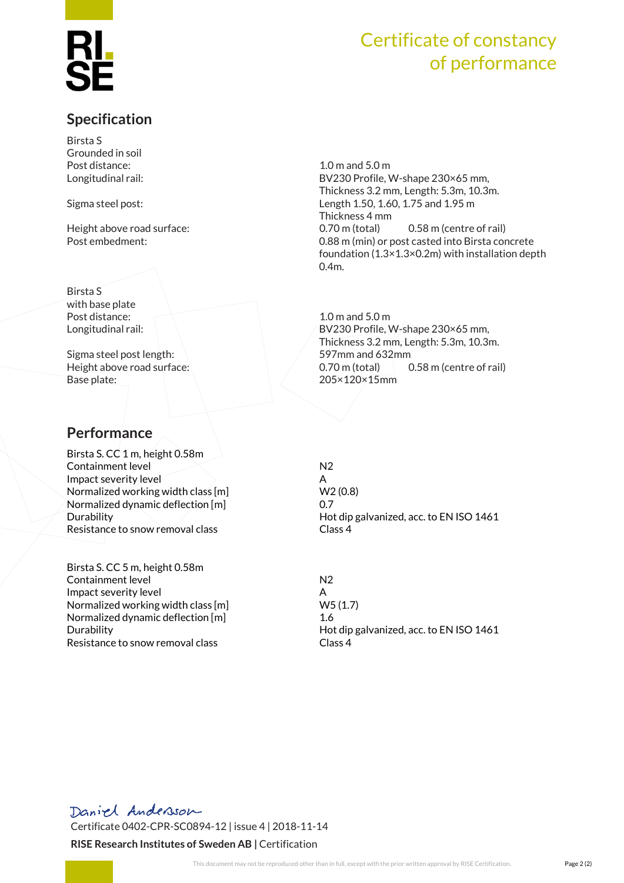Certificate of constancy of performance

## Specification

| | |
|---|---|
| Birsta S | |
| Grounded in soil | |
| Post distance: | 1.0 m and 5.0 m |
| Longitudinal rail: | BV230 Profile, W-shape 230×65 mm, Thickness 3.2 mm, Length: 5.3m, 10.3m. |
| Sigma steel post: | Length 1.50, 1.60, 1.75 and 1.95 m Thickness 4 mm |
| Height above road surface: | 0.70 m (total) 0.58 m (centre of rail) |
| Post embedment: | 0.88 m (min) or post casted into Birsta concrete foundation (1.3×1.3×0.2m) with installation depth 0.4m. |

| | |
|---|---|
| Birsta S | |
| with base plate | |
| Post distance: | 1.0 m and 5.0 m |
| Longitudinal rail: | BV230 Profile, W-shape 230×65 mm, Thickness 3.2 mm, Length: 5.3m, 10.3m. |
| Sigma steel post length: | 597mm and 632mm |
| Height above road surface: | 0.70 m (total) 0.58 m (centre of rail) |
| Base plate: | 205×120×15mm |

## Performance

| | |
|---|---|
| Birsta S. CC 1 m, height 0.58m | |
| Containment level | N2 |
| Impact severity level | A |
| Normalized working width class [m] | W2 (0.8) |
| Normalized dynamic deflection [m] | 0.7 |
| Durability | Hot dip galvanized, acc. to EN ISO 1461 |
| Resistance to snow removal class | Class 4 |

| | |
|---|---|
| Birsta S. CC 5 m, height 0.58m | |
| Containment level | N2 |
| Impact severity level | A |
| Normalized working width class [m] | W5 (1.7) |
| Normalized dynamic deflection [m] | 1.6 |
| Durability | Hot dip galvanized, acc. to EN ISO 1461 |
| Resistance to snow removal class | Class 4 |

Daniel Andersson

Certificate 0402-CPR-SC0894-12 | issue 4 | 2018-11-14

**RISE Research Institutes of Sweden AB** | Certification

This document may not be reproduced other than in full, except with the prior written approval by RISE Certification.